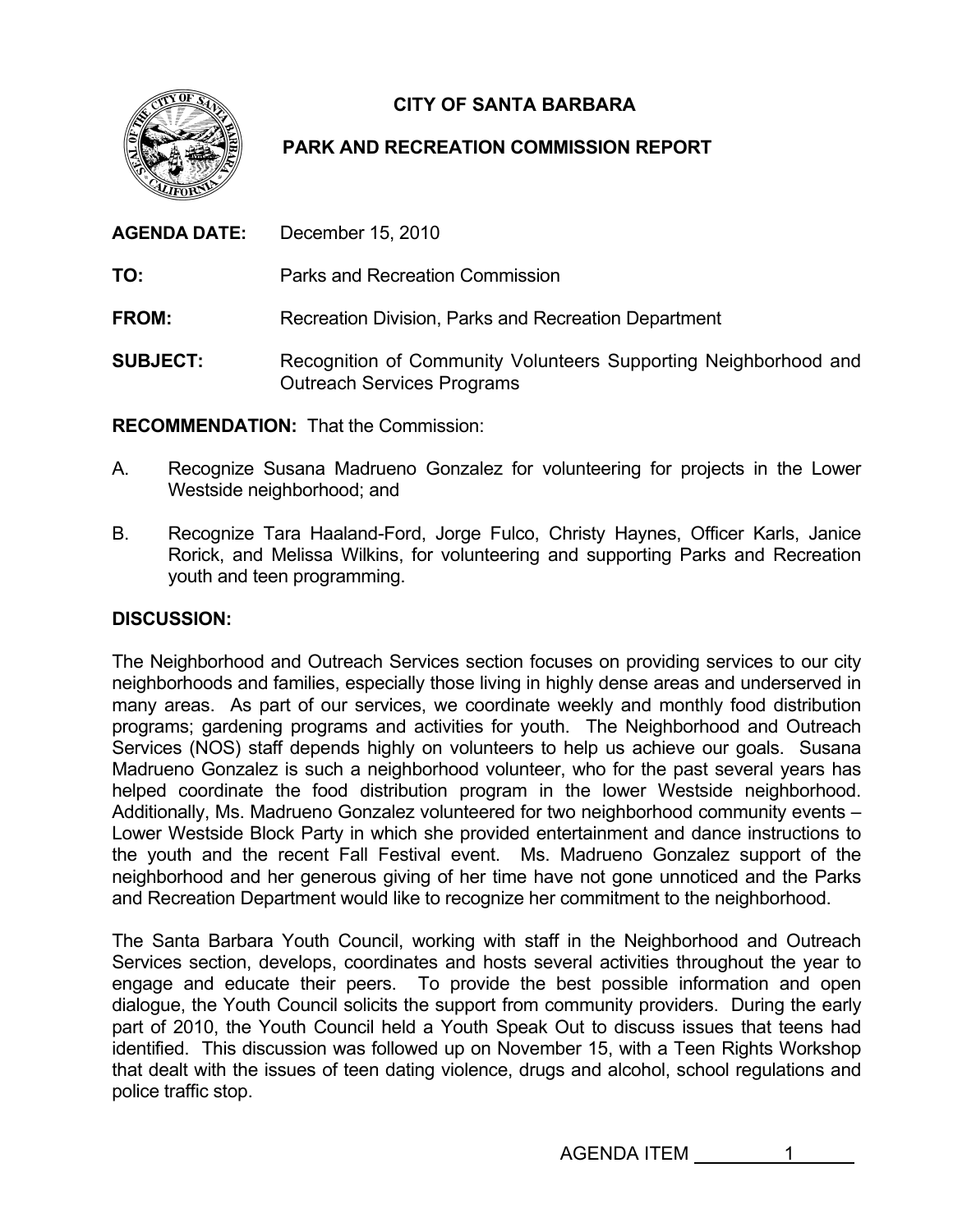# CITY OF SANTA BARBARA

## PARK AND RECREATION COMMISSION REPORT

**AGENDA DATE:** December 15, 2010

**TO:** Parks and Recreation Commission

**FROM:** Recreation Division, Parks and Recreation Department

**SUBJECT:** Recognition of Community Volunteers Supporting Neighborhood and Outreach Services Programs

**RECOMMENDATION:** That the Commission:

A. Recognize Susana Madrueno Gonzalez for volunteering for projects in the Lower Westside neighborhood; and

B. Recognize Tara Haaland-Ford, Jorge Fulco, Christy Haynes, Officer Karls, Janice Rorick, and Melissa Wilkins, for volunteering and supporting Parks and Recreation youth and teen programming.

**DISCUSSION:**

The Neighborhood and Outreach Services section focuses on providing services to our city neighborhoods and families, especially those living in highly dense areas and underserved in many areas. As part of our services, we coordinate weekly and monthly food distribution programs; gardening programs and activities for youth. The Neighborhood and Outreach Services (NOS) staff depends highly on volunteers to help us achieve our goals. Susana Madrueno Gonzalez is such a neighborhood volunteer, who for the past several years has helped coordinate the food distribution program in the lower Westside neighborhood. Additionally, Ms. Madrueno Gonzalez volunteered for two neighborhood community events – Lower Westside Block Party in which she provided entertainment and dance instructions to the youth and the recent Fall Festival event. Ms. Madrueno Gonzalez support of the neighborhood and her generous giving of her time have not gone unnoticed and the Parks and Recreation Department would like to recognize her commitment to the neighborhood.

The Santa Barbara Youth Council, working with staff in the Neighborhood and Outreach Services section, develops, coordinates and hosts several activities throughout the year to engage and educate their peers. To provide the best possible information and open dialogue, the Youth Council solicits the support from community providers. During the early part of 2010, the Youth Council held a Youth Speak Out to discuss issues that teens had identified. This discussion was followed up on November 15, with a Teen Rights Workshop that dealt with the issues of teen dating violence, drugs and alcohol, school regulations and police traffic stop.

AGENDA ITEM 1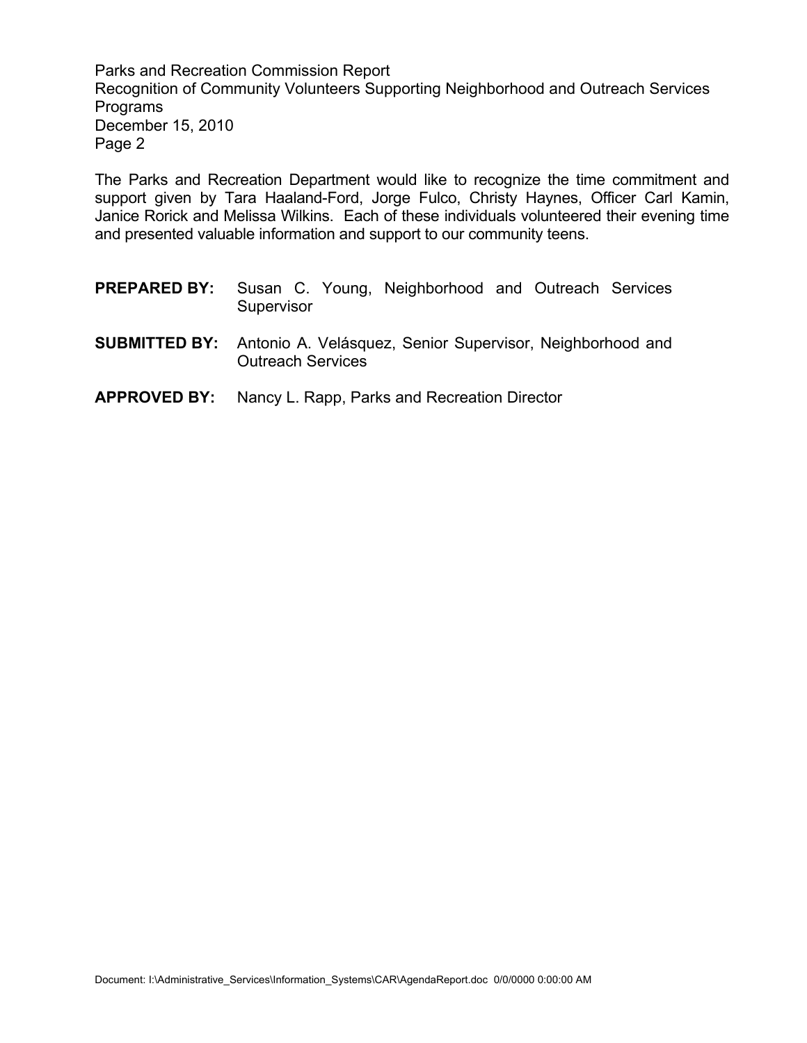The Parks and Recreation Department would like to recognize the time commitment and support given by Tara Haaland-Ford, Jorge Fulco, Christy Haynes, Officer Carl Kamin, Janice Rorick and Melissa Wilkins. Each of these individuals volunteered their evening time and presented valuable information and support to our community teens.

**PREPARED BY:** Susan C. Young, Neighborhood and Outreach Services Supervisor

**SUBMITTED BY:** Antonio A. Velásquez, Senior Supervisor, Neighborhood and Outreach Services

**APPROVED BY:** Nancy L. Rapp, Parks and Recreation Director